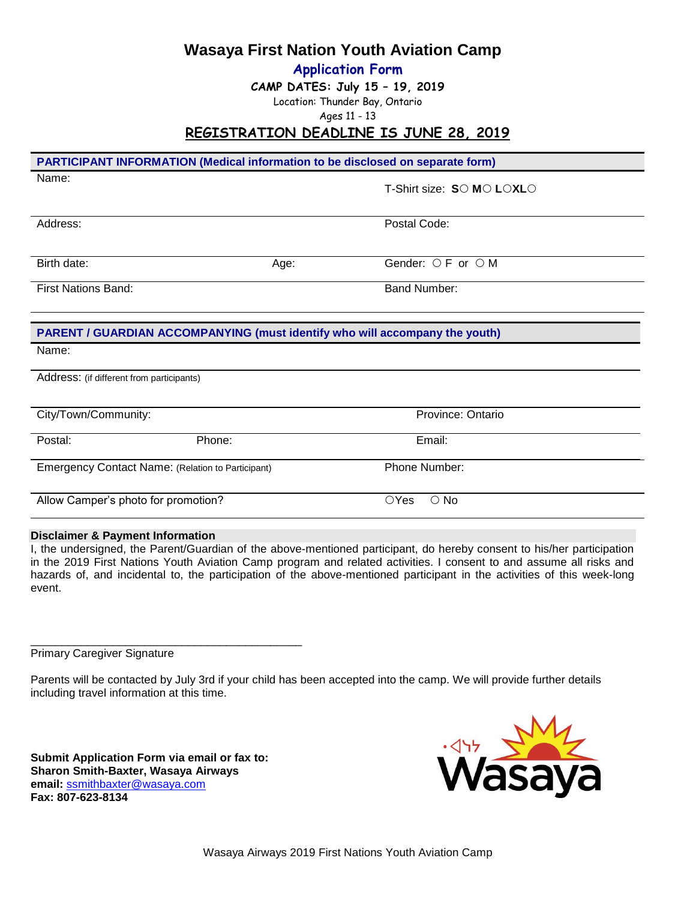# Wasaya First Nation Youth Aviation Camp

## Application Form

**CAMP DATES: July 15 – 19, 2019**

Location: Thunder Bay, Ontario

*Ages 11 - 13*

## REGISTRATION DEADLINE IS JUNE 28, 2019

**PARTICIPANT INFORMATION (Medical information to be disclosed on separate form)**

| | | |
|---|---|---|
| Name: | | T-Shirt size: **S**○ **M**○ **L**○**XL**○ |
| Address: | | Postal Code: |
| Birth date: | Age: | Gender: ○ F or ○ M |
| First Nations Band: | | Band Number: |

**PARENT / GUARDIAN ACCOMPANYING (must identify who will accompany the youth)**

| | | |
|---|---|---|
| Name: | | |
| Address: (if different from participants) | | |
| City/Town/Community: | | Province: Ontario |
| Postal: | Phone: | Email: |
| Emergency Contact Name: (Relation to Participant) | | Phone Number: |
| Allow Camper's photo for promotion? | | ○Yes ○ No |

**Disclaimer & Payment Information**

I, the undersigned, the Parent/Guardian of the above-mentioned participant, do hereby consent to his/her participation in the 2019 First Nations Youth Aviation Camp program and related activities. I consent to and assume all risks and hazards of, and incidental to, the participation of the above-mentioned participant in the activities of this week-long event.

\_\_\_\_\_\_\_\_\_\_\_\_\_\_\_\_\_\_\_\_\_\_\_\_\_\_\_\_\_\_\_\_\_\_\_\_\_\_\_\_\_\_\_\_

Primary Caregiver Signature

Parents will be contacted by July 3rd if your child has been accepted into the camp. We will provide further details including travel information at this time.

**Submit Application Form via email or fax to:**
**Sharon Smith-Baxter, Wasaya Airways**
**email:** ssmithbaxter@wasaya.com
**Fax: 807-623-8134**

ᐧᐊᓭᔦ Wasaya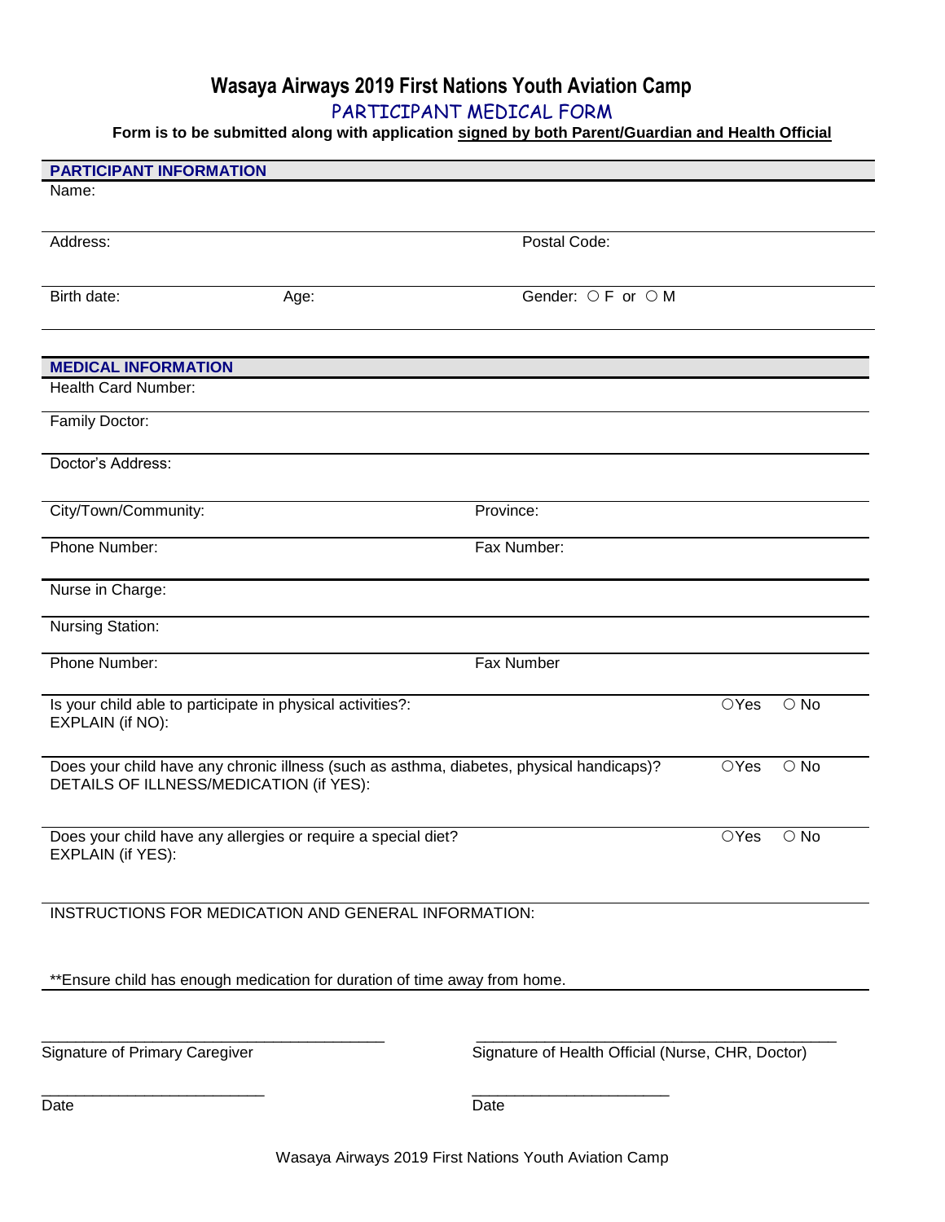# Wasaya Airways 2019 First Nations Youth Aviation Camp

## PARTICIPANT MEDICAL FORM

**Form is to be submitted along with application signed by both Parent/Guardian and Health Official**

### PARTICIPANT INFORMATION

Name:

Address: Postal Code:

Birth date: Age: Gender: ○ F or ○ M

### MEDICAL INFORMATION

Health Card Number:

Family Doctor:

Doctor's Address:

City/Town/Community: Province:

Phone Number: Fax Number:

Nurse in Charge:

Nursing Station:

Phone Number: Fax Number

Is your child able to participate in physical activities?: ○Yes ○ No
EXPLAIN (if NO):

Does your child have any chronic illness (such as asthma, diabetes, physical handicaps)? ○Yes ○ No
DETAILS OF ILLNESS/MEDICATION (if YES):

Does your child have any allergies or require a special diet? ○Yes ○ No
EXPLAIN (if YES):

INSTRUCTIONS FOR MEDICATION AND GENERAL INFORMATION:

**Ensure child has enough medication for duration of time away from home.

\_\_\_\_\_\_\_\_\_\_\_\_\_\_\_\_\_\_\_\_\_\_\_\_\_\_\_\_\_\_\_\_\_\_\_\_\_\_\_\_
Signature of Primary Caregiver

\_\_\_\_\_\_\_\_\_\_\_\_\_\_\_\_\_\_\_\_\_\_\_\_\_\_\_\_\_\_\_\_\_\_\_\_\_\_\_\_
Signature of Health Official (Nurse, CHR, Doctor)

\_\_\_\_\_\_\_\_\_\_\_\_\_\_\_\_\_\_\_\_\_\_\_\_\_\_
Date

\_\_\_\_\_\_\_\_\_\_\_\_\_\_\_\_\_\_\_\_\_\_\_\_\_\_
Date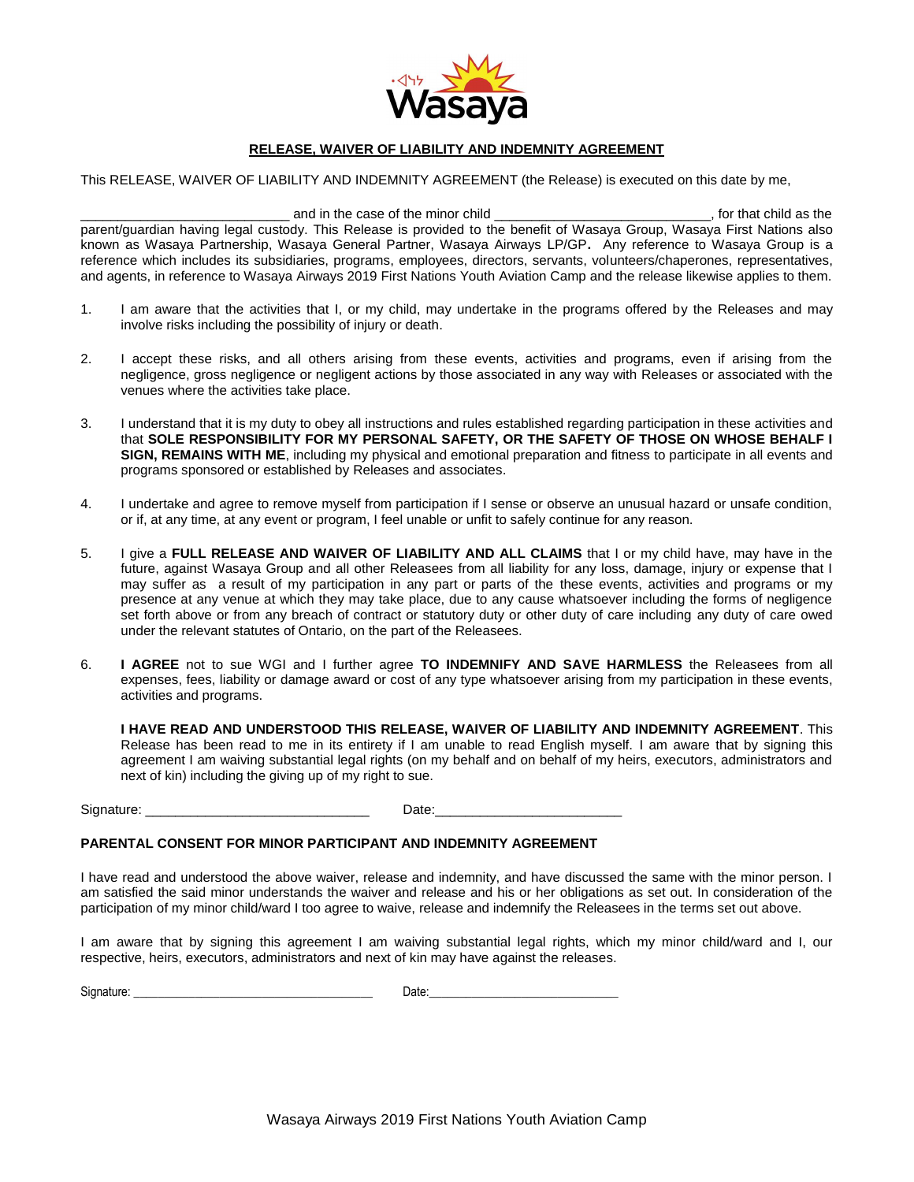Wasaya

**RELEASE, WAIVER OF LIABILITY AND INDEMNITY AGREEMENT**

This RELEASE, WAIVER OF LIABILITY AND INDEMNITY AGREEMENT (the Release) is executed on this date by me,

___________________________ and in the case of the minor child ____________________________, for that child as the parent/guardian having legal custody. This Release is provided to the benefit of Wasaya Group, Wasaya First Nations also known as Wasaya Partnership, Wasaya General Partner, Wasaya Airways LP/GP**.** Any reference to Wasaya Group is a reference which includes its subsidiaries, programs, employees, directors, servants, volunteers/chaperones, representatives, and agents, in reference to Wasaya Airways 2019 First Nations Youth Aviation Camp and the release likewise applies to them.

1. I am aware that the activities that I, or my child, may undertake in the programs offered by the Releases and may involve risks including the possibility of injury or death.

2. I accept these risks, and all others arising from these events, activities and programs, even if arising from the negligence, gross negligence or negligent actions by those associated in any way with Releases or associated with the venues where the activities take place.

3. I understand that it is my duty to obey all instructions and rules established regarding participation in these activities and that **SOLE RESPONSIBILITY FOR MY PERSONAL SAFETY, OR THE SAFETY OF THOSE ON WHOSE BEHALF I SIGN, REMAINS WITH ME**, including my physical and emotional preparation and fitness to participate in all events and programs sponsored or established by Releases and associates.

4. I undertake and agree to remove myself from participation if I sense or observe an unusual hazard or unsafe condition, or if, at any time, at any event or program, I feel unable or unfit to safely continue for any reason.

5. I give a **FULL RELEASE AND WAIVER OF LIABILITY AND ALL CLAIMS** that I or my child have, may have in the future, against Wasaya Group and all other Releasees from all liability for any loss, damage, injury or expense that I may suffer as a result of my participation in any part or parts of the these events, activities and programs or my presence at any venue at which they may take place, due to any cause whatsoever including the forms of negligence set forth above or from any breach of contract or statutory duty or other duty of care including any duty of care owed under the relevant statutes of Ontario, on the part of the Releasees.

6. **I AGREE** not to sue WGI and I further agree **TO INDEMNIFY AND SAVE HARMLESS** the Releasees from all expenses, fees, liability or damage award or cost of any type whatsoever arising from my participation in these events, activities and programs.

   **I HAVE READ AND UNDERSTOOD THIS RELEASE, WAIVER OF LIABILITY AND INDEMNITY AGREEMENT**. This Release has been read to me in its entirety if I am unable to read English myself. I am aware that by signing this agreement I am waiving substantial legal rights (on my behalf and on behalf of my heirs, executors, administrators and next of kin) including the giving up of my right to sue.

Signature: _____________________________ Date:________________________

**PARENTAL CONSENT FOR MINOR PARTICIPANT AND INDEMNITY AGREEMENT**

I have read and understood the above waiver, release and indemnity, and have discussed the same with the minor person. I am satisfied the said minor understands the waiver and release and his or her obligations as set out. In consideration of the participation of my minor child/ward I too agree to waive, release and indemnify the Releasees in the terms set out above.

I am aware that by signing this agreement I am waiving substantial legal rights, which my minor child/ward and I, our respective, heirs, executors, administrators and next of kin may have against the releases.

Signature: ____________________________________ Date:____________________________

Wasaya Airways 2019 First Nations Youth Aviation Camp